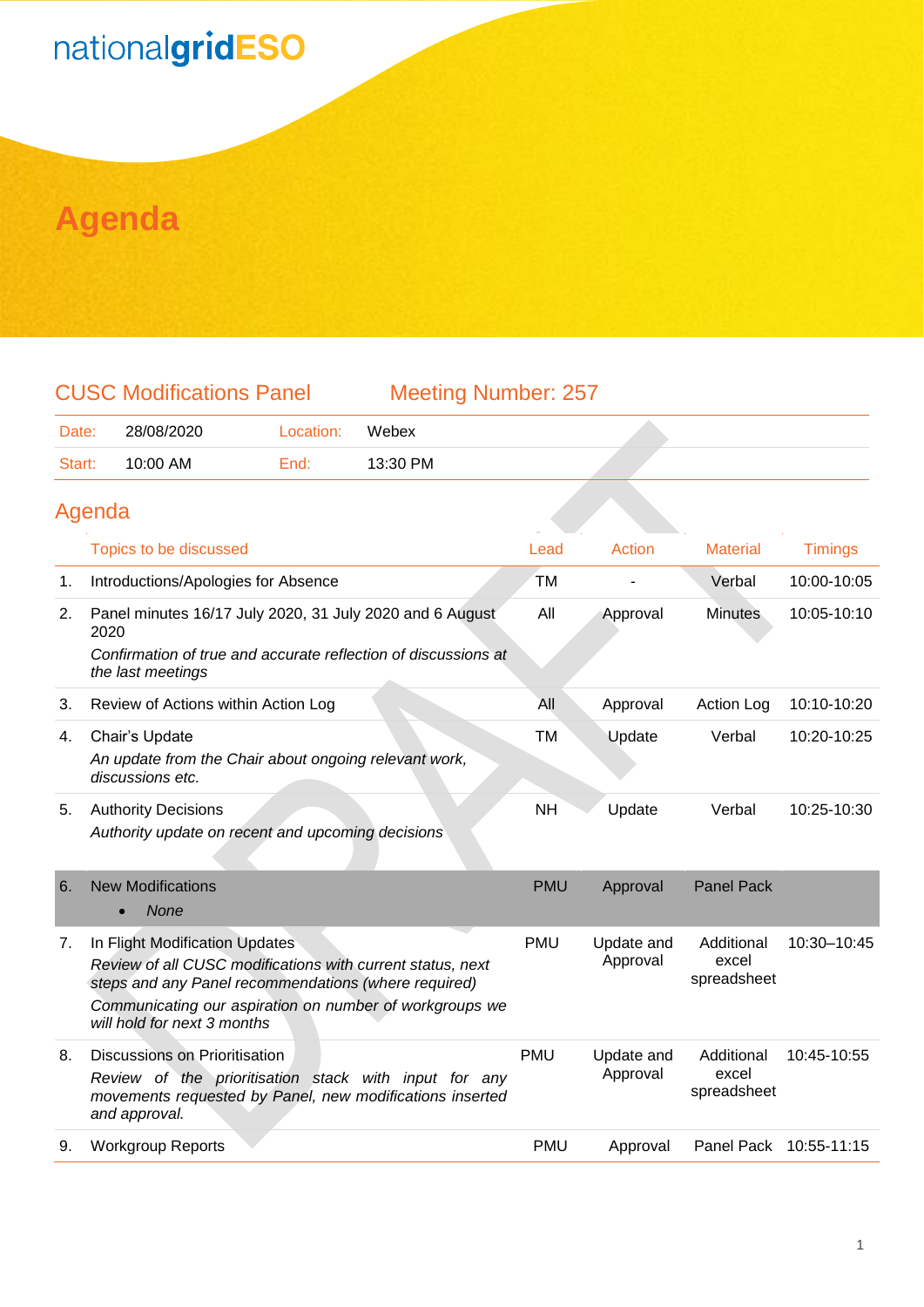nationalgridESO

# Agenda

## CUSC Modifications Panel    Meeting Number: 257

| Date: | 28/08/2020 | Location: | Webex |
|---|---|---|---|
| Start: | 10:00 AM | End: | 13:30 PM |

## Agenda

| | Topics to be discussed | Lead | Action | Material | Timings |
|---|---|---|---|---|---|
| 1. | Introductions/Apologies for Absence | TM | - | Verbal | 10:00-10:05 |
| 2. | Panel minutes 16/17 July 2020, 31 July 2020 and 6 August 2020<br>*Confirmation of true and accurate reflection of discussions at the last meetings* | All | Approval | Minutes | 10:05-10:10 |
| 3. | Review of Actions within Action Log | All | Approval | Action Log | 10:10-10:20 |
| 4. | Chair's Update<br>*An update from the Chair about ongoing relevant work, discussions etc.* | TM | Update | Verbal | 10:20-10:25 |
| 5. | Authority Decisions<br>*Authority update on recent and upcoming decisions* | NH | Update | Verbal | 10:25-10:30 |
| 6. | New Modifications<br>• *None* | PMU | Approval | Panel Pack | |
| 7. | In Flight Modification Updates<br>*Review of all CUSC modifications with current status, next steps and any Panel recommendations (where required)*<br>*Communicating our aspiration on number of workgroups we will hold for next 3 months* | PMU | Update and Approval | Additional excel spreadsheet | 10:30–10:45 |
| 8. | Discussions on Prioritisation<br>*Review of the prioritisation stack with input for any movements requested by Panel, new modifications inserted and approval.* | PMU | Update and Approval | Additional excel spreadsheet | 10:45-10:55 |
| 9. | Workgroup Reports | PMU | Approval | Panel Pack | 10:55-11:15 |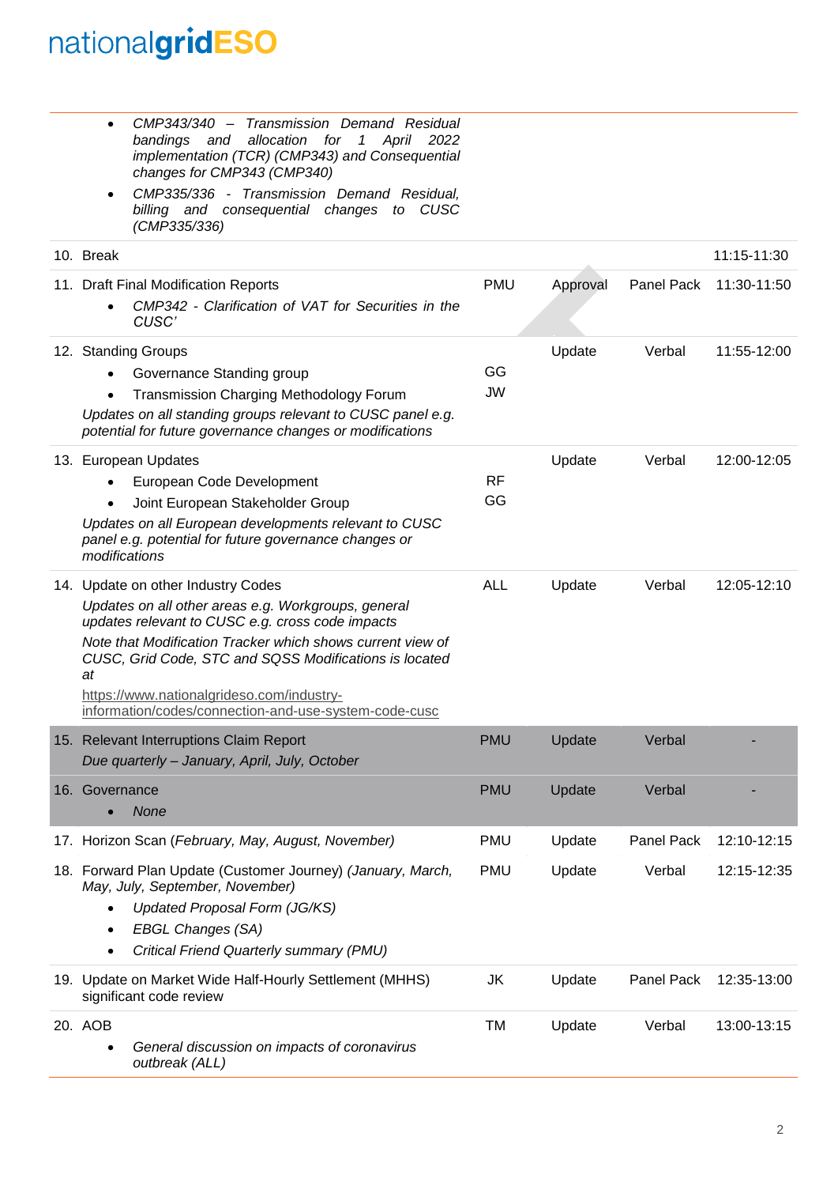| | | | | |
|---|---|---|---|---|
| • *CMP343/340 – Transmission Demand Residual bandings and allocation for 1 April 2022 implementation (TCR) (CMP343) and Consequential changes for CMP343 (CMP340)*<br>• *CMP335/336 - Transmission Demand Residual, billing and consequential changes to CUSC (CMP335/336)* | | | | |
| 10. Break | | | | 11:15-11:30 |
| 11. Draft Final Modification Reports<br>• *CMP342 - Clarification of VAT for Securities in the CUSC'* | PMU | Approval | Panel Pack | 11:30-11:50 |
| 12. Standing Groups<br>• Governance Standing group<br>• Transmission Charging Methodology Forum<br>*Updates on all standing groups relevant to CUSC panel e.g. potential for future governance changes or modifications* | <br>GG<br>JW | Update | Verbal | 11:55-12:00 |
| 13. European Updates<br>• European Code Development<br>• Joint European Stakeholder Group<br>*Updates on all European developments relevant to CUSC panel e.g. potential for future governance changes or modifications* | <br>RF<br>GG | Update | Verbal | 12:00-12:05 |
| 14. Update on other Industry Codes<br>*Updates on all other areas e.g. Workgroups, general updates relevant to CUSC e.g. cross code impacts*<br>*Note that Modification Tracker which shows current view of CUSC, Grid Code, STC and SQSS Modifications is located at*<br>https://www.nationalgrideso.com/industry-information/codes/connection-and-use-system-code-cusc | ALL | Update | Verbal | 12:05-12:10 |
| 15. Relevant Interruptions Claim Report<br>*Due quarterly – January, April, July, October* | PMU | Update | Verbal | - |
| 16. Governance<br>• *None* | PMU | Update | Verbal | - |
| 17. Horizon Scan (*February, May, August, November)* | PMU | Update | Panel Pack | 12:10-12:15 |
| 18. Forward Plan Update (Customer Journey) *(January, March, May, July, September, November)*<br>• *Updated Proposal Form (JG/KS)*<br>• *EBGL Changes (SA)*<br>• *Critical Friend Quarterly summary (PMU)* | PMU | Update | Verbal | 12:15-12:35 |
| 19. Update on Market Wide Half-Hourly Settlement (MHHS) significant code review | JK | Update | Panel Pack | 12:35-13:00 |
| 20. AOB<br>• *General discussion on impacts of coronavirus outbreak (ALL)* | TM | Update | Verbal | 13:00-13:15 |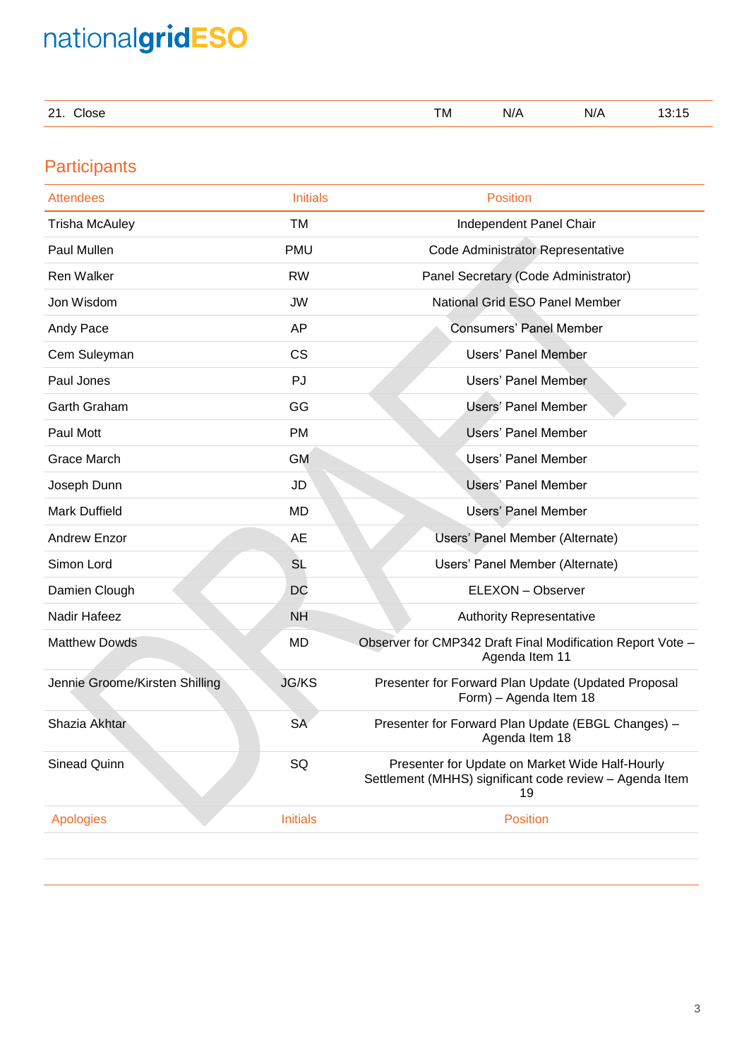| | | | | |
|---|---|---|---|---|
| 21. Close | TM | N/A | N/A | 13:15 |

## Participants

| Attendees | Initials | Position |
|---|---|---|
| Trisha McAuley | TM | Independent Panel Chair |
| Paul Mullen | PMU | Code Administrator Representative |
| Ren Walker | RW | Panel Secretary (Code Administrator) |
| Jon Wisdom | JW | National Grid ESO Panel Member |
| Andy Pace | AP | Consumers' Panel Member |
| Cem Suleyman | CS | Users' Panel Member |
| Paul Jones | PJ | Users' Panel Member |
| Garth Graham | GG | Users' Panel Member |
| Paul Mott | PM | Users' Panel Member |
| Grace March | GM | Users' Panel Member |
| Joseph Dunn | JD | Users' Panel Member |
| Mark Duffield | MD | Users' Panel Member |
| Andrew Enzor | AE | Users' Panel Member (Alternate) |
| Simon Lord | SL | Users' Panel Member (Alternate) |
| Damien Clough | DC | ELEXON – Observer |
| Nadir Hafeez | NH | Authority Representative |
| Matthew Dowds | MD | Observer for CMP342 Draft Final Modification Report Vote – Agenda Item 11 |
| Jennie Groome/Kirsten Shilling | JG/KS | Presenter for Forward Plan Update (Updated Proposal Form) – Agenda Item 18 |
| Shazia Akhtar | SA | Presenter for Forward Plan Update (EBGL Changes) – Agenda Item 18 |
| Sinead Quinn | SQ | Presenter for Update on Market Wide Half-Hourly Settlement (MHHS) significant code review – Agenda Item 19 |
| **Apologies** | **Initials** | **Position** |
| | | |
| | | |